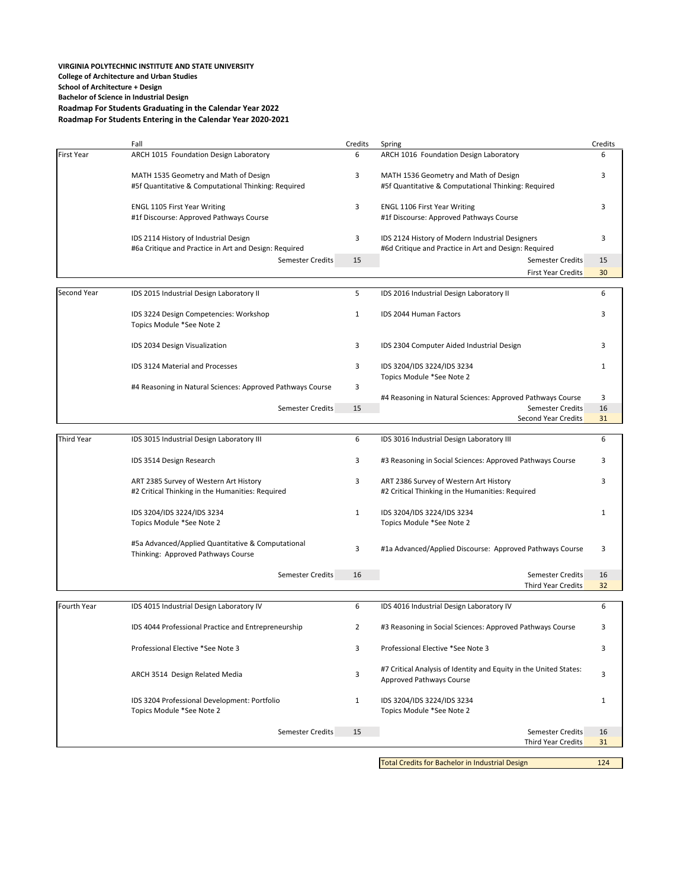**VIRGINIA POLYTECHNIC INSTITUTE AND STATE UNIVERSITY**
**College of Architecture and Urban Studies**
**School of Architecture + Design**
**Bachelor of Science in Industrial Design**
**Roadmap For Students Graduating in the Calendar Year 2022**
**Roadmap For Students Entering in the Calendar Year 2020-2021**

| | Fall | Credits | Spring | Credits |
|---|---|---|---|---|
| First Year | ARCH 1015 Foundation Design Laboratory | 6 | ARCH 1016 Foundation Design Laboratory | 6 |
| | MATH 1535 Geometry and Math of Design<br>#5f Quantitative & Computational Thinking: Required | 3 | MATH 1536 Geometry and Math of Design<br>#5f Quantitative & Computational Thinking: Required | 3 |
| | ENGL 1105 First Year Writing<br>#1f Discourse: Approved Pathways Course | 3 | ENGL 1106 First Year Writing<br>#1f Discourse: Approved Pathways Course | 3 |
| | IDS 2114 History of Industrial Design<br>#6a Critique and Practice in Art and Design: Required | 3 | IDS 2124 History of Modern Industrial Designers<br>#6d Critique and Practice in Art and Design: Required | 3 |
| | Semester Credits | 15 | Semester Credits | 15 |
| | | | First Year Credits | 30 |
| Second Year | IDS 2015 Industrial Design Laboratory II | 5 | IDS 2016 Industrial Design Laboratory II | 6 |
| | IDS 3224 Design Competencies: Workshop<br>Topics Module *See Note 2 | 1 | IDS 2044 Human Factors | 3 |
| | IDS 2034 Design Visualization | 3 | IDS 2304 Computer Aided Industrial Design | 3 |
| | IDS 3124 Material and Processes | 3 | IDS 3204/IDS 3224/IDS 3234<br>Topics Module *See Note 2 | 1 |
| | #4 Reasoning in Natural Sciences: Approved Pathways Course | 3 | #4 Reasoning in Natural Sciences: Approved Pathways Course | 3 |
| | Semester Credits | 15 | Semester Credits | 16 |
| | | | Second Year Credits | 31 |
| Third Year | IDS 3015 Industrial Design Laboratory III | 6 | IDS 3016 Industrial Design Laboratory III | 6 |
| | IDS 3514 Design Research | 3 | #3 Reasoning in Social Sciences: Approved Pathways Course | 3 |
| | ART 2385 Survey of Western Art History<br>#2 Critical Thinking in the Humanities: Required | 3 | ART 2386 Survey of Western Art History<br>#2 Critical Thinking in the Humanities: Required | 3 |
| | IDS 3204/IDS 3224/IDS 3234<br>Topics Module *See Note 2 | 1 | IDS 3204/IDS 3224/IDS 3234<br>Topics Module *See Note 2 | 1 |
| | #5a Advanced/Applied Quantitative & Computational Thinking: Approved Pathways Course | 3 | #1a Advanced/Applied Discourse: Approved Pathways Course | 3 |
| | Semester Credits | 16 | Semester Credits | 16 |
| | | | Third Year Credits | 32 |
| Fourth Year | IDS 4015 Industrial Design Laboratory IV | 6 | IDS 4016 Industrial Design Laboratory IV | 6 |
| | IDS 4044 Professional Practice and Entrepreneurship | 2 | #3 Reasoning in Social Sciences: Approved Pathways Course | 3 |
| | Professional Elective *See Note 3 | 3 | Professional Elective *See Note 3 | 3 |
| | ARCH 3514 Design Related Media | 3 | #7 Critical Analysis of Identity and Equity in the United States: Approved Pathways Course | 3 |
| | IDS 3204 Professional Development: Portfolio<br>Topics Module *See Note 2 | 1 | IDS 3204/IDS 3224/IDS 3234<br>Topics Module *See Note 2 | 1 |
| | Semester Credits | 15 | Semester Credits | 16 |
| | | | Third Year Credits | 31 |

| Total Credits for Bachelor in Industrial Design | 124 |
|---|---|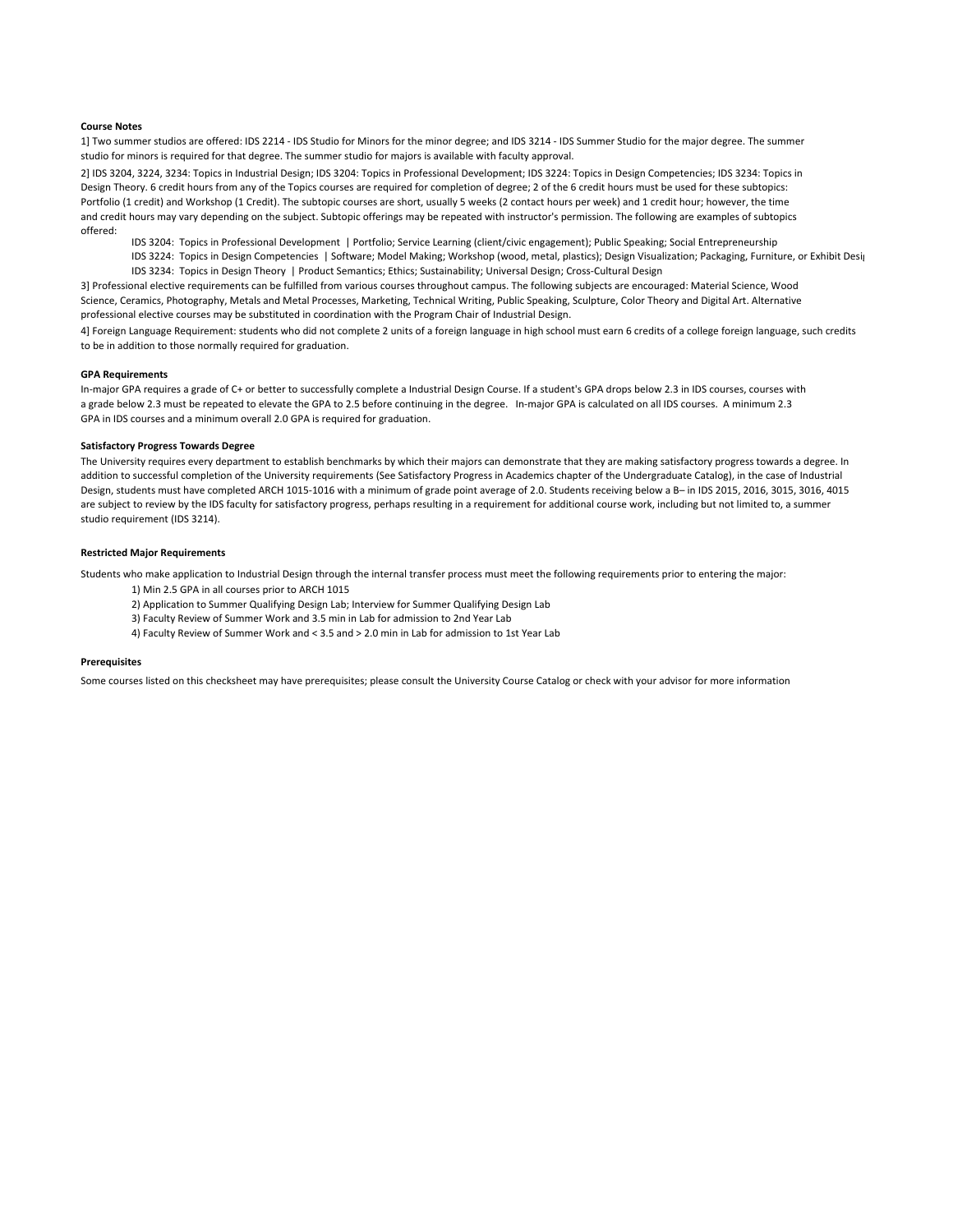**Course Notes**

1] Two summer studios are offered: IDS 2214 - IDS Studio for Minors for the minor degree; and IDS 3214 - IDS Summer Studio for the major degree. The summer studio for minors is required for that degree. The summer studio for majors is available with faculty approval.

2] IDS 3204, 3224, 3234: Topics in Industrial Design; IDS 3204: Topics in Professional Development; IDS 3224: Topics in Design Competencies; IDS 3234: Topics in Design Theory. 6 credit hours from any of the Topics courses are required for completion of degree; 2 of the 6 credit hours must be used for these subtopics: Portfolio (1 credit) and Workshop (1 Credit). The subtopic courses are short, usually 5 weeks (2 contact hours per week) and 1 credit hour; however, the time and credit hours may vary depending on the subject. Subtopic offerings may be repeated with instructor's permission. The following are examples of subtopics offered:

IDS 3204: Topics in Professional Development | Portfolio; Service Learning (client/civic engagement); Public Speaking; Social Entrepreneurship

IDS 3224: Topics in Design Competencies | Software; Model Making; Workshop (wood, metal, plastics); Design Visualization; Packaging, Furniture, or Exhibit Desi

IDS 3234: Topics in Design Theory | Product Semantics; Ethics; Sustainability; Universal Design; Cross-Cultural Design

3] Professional elective requirements can be fulfilled from various courses throughout campus. The following subjects are encouraged: Material Science, Wood Science, Ceramics, Photography, Metals and Metal Processes, Marketing, Technical Writing, Public Speaking, Sculpture, Color Theory and Digital Art. Alternative professional elective courses may be substituted in coordination with the Program Chair of Industrial Design.

4] Foreign Language Requirement: students who did not complete 2 units of a foreign language in high school must earn 6 credits of a college foreign language, such credits to be in addition to those normally required for graduation.

**GPA Requirements**

In-major GPA requires a grade of C+ or better to successfully complete a Industrial Design Course. If a student's GPA drops below 2.3 in IDS courses, courses with a grade below 2.3 must be repeated to elevate the GPA to 2.5 before continuing in the degree. In-major GPA is calculated on all IDS courses. A minimum 2.3 GPA in IDS courses and a minimum overall 2.0 GPA is required for graduation.

**Satisfactory Progress Towards Degree**

The University requires every department to establish benchmarks by which their majors can demonstrate that they are making satisfactory progress towards a degree. In addition to successful completion of the University requirements (See Satisfactory Progress in Academics chapter of the Undergraduate Catalog), in the case of Industrial Design, students must have completed ARCH 1015-1016 with a minimum of grade point average of 2.0. Students receiving below a B– in IDS 2015, 2016, 3015, 3016, 4015 are subject to review by the IDS faculty for satisfactory progress, perhaps resulting in a requirement for additional course work, including but not limited to, a summer studio requirement (IDS 3214).

**Restricted Major Requirements**

Students who make application to Industrial Design through the internal transfer process must meet the following requirements prior to entering the major:

1) Min 2.5 GPA in all courses prior to ARCH 1015
2) Application to Summer Qualifying Design Lab; Interview for Summer Qualifying Design Lab
3) Faculty Review of Summer Work and 3.5 min in Lab for admission to 2nd Year Lab
4) Faculty Review of Summer Work and < 3.5 and > 2.0 min in Lab for admission to 1st Year Lab

**Prerequisites**

Some courses listed on this checksheet may have prerequisites; please consult the University Course Catalog or check with your advisor for more information